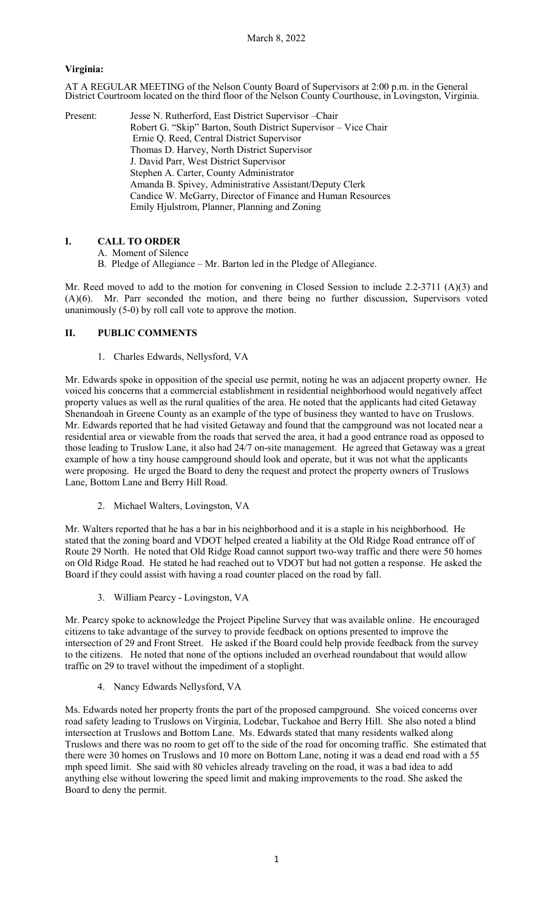March 8, 2022

**Virginia:**

AT A REGULAR MEETING of the Nelson County Board of Supervisors at 2:00 p.m. in the General District Courtroom located on the third floor of the Nelson County Courthouse, in Lovingston, Virginia.

Present:
- Jesse N. Rutherford, East District Supervisor –Chair
- Robert G. "Skip" Barton, South District Supervisor – Vice Chair
- Ernie Q. Reed, Central District Supervisor
- Thomas D. Harvey, North District Supervisor
- J. David Parr, West District Supervisor
- Stephen A. Carter, County Administrator
- Amanda B. Spivey, Administrative Assistant/Deputy Clerk
- Candice W. McGarry, Director of Finance and Human Resources
- Emily Hjulstrom, Planner, Planning and Zoning

## I. CALL TO ORDER

A. Moment of Silence
B. Pledge of Allegiance – Mr. Barton led in the Pledge of Allegiance.

Mr. Reed moved to add to the motion for convening in Closed Session to include 2.2-3711 (A)(3) and (A)(6). Mr. Parr seconded the motion, and there being no further discussion, Supervisors voted unanimously (5-0) by roll call vote to approve the motion.

## II. PUBLIC COMMENTS

1. Charles Edwards, Nellysford, VA

Mr. Edwards spoke in opposition of the special use permit, noting he was an adjacent property owner. He voiced his concerns that a commercial establishment in residential neighborhood would negatively affect property values as well as the rural qualities of the area. He noted that the applicants had cited Getaway Shenandoah in Greene County as an example of the type of business they wanted to have on Truslows. Mr. Edwards reported that he had visited Getaway and found that the campground was not located near a residential area or viewable from the roads that served the area, it had a good entrance road as opposed to those leading to Truslow Lane, it also had 24/7 on-site management. He agreed that Getaway was a great example of how a tiny house campground should look and operate, but it was not what the applicants were proposing. He urged the Board to deny the request and protect the property owners of Truslows Lane, Bottom Lane and Berry Hill Road.

2. Michael Walters, Lovingston, VA

Mr. Walters reported that he has a bar in his neighborhood and it is a staple in his neighborhood. He stated that the zoning board and VDOT helped created a liability at the Old Ridge Road entrance off of Route 29 North. He noted that Old Ridge Road cannot support two-way traffic and there were 50 homes on Old Ridge Road. He stated he had reached out to VDOT but had not gotten a response. He asked the Board if they could assist with having a road counter placed on the road by fall.

3. William Pearcy - Lovingston, VA

Mr. Pearcy spoke to acknowledge the Project Pipeline Survey that was available online. He encouraged citizens to take advantage of the survey to provide feedback on options presented to improve the intersection of 29 and Front Street. He asked if the Board could help provide feedback from the survey to the citizens. He noted that none of the options included an overhead roundabout that would allow traffic on 29 to travel without the impediment of a stoplight.

4. Nancy Edwards Nellysford, VA

Ms. Edwards noted her property fronts the part of the proposed campground. She voiced concerns over road safety leading to Truslows on Virginia, Lodebar, Tuckahoe and Berry Hill. She also noted a blind intersection at Truslows and Bottom Lane. Ms. Edwards stated that many residents walked along Truslows and there was no room to get off to the side of the road for oncoming traffic. She estimated that there were 30 homes on Truslows and 10 more on Bottom Lane, noting it was a dead end road with a 55 mph speed limit. She said with 80 vehicles already traveling on the road, it was a bad idea to add anything else without lowering the speed limit and making improvements to the road. She asked the Board to deny the permit.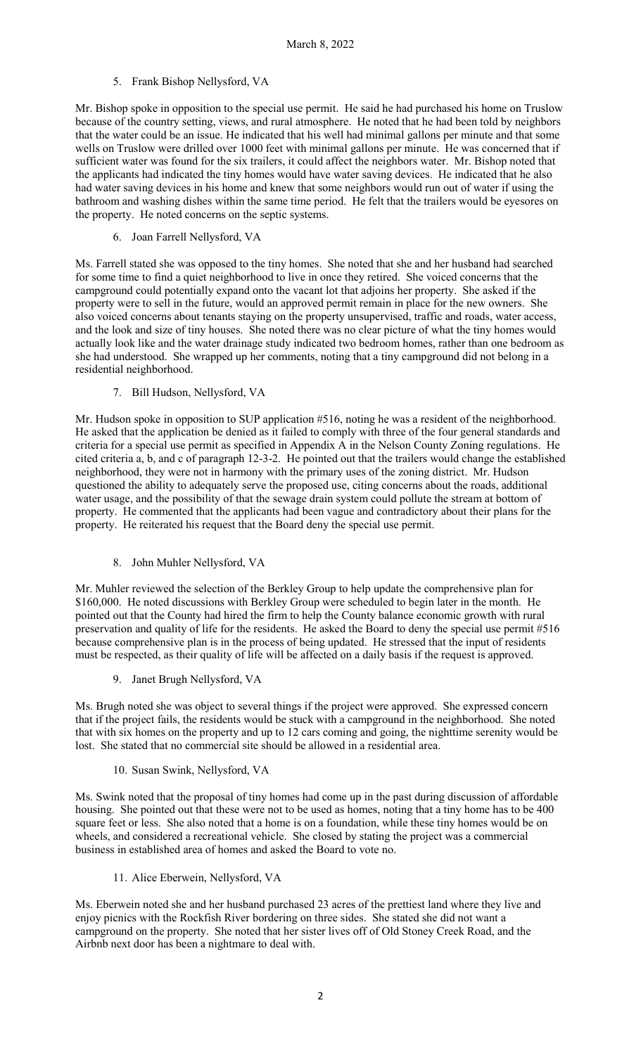5. Frank Bishop Nellysford, VA

Mr. Bishop spoke in opposition to the special use permit. He said he had purchased his home on Truslow because of the country setting, views, and rural atmosphere. He noted that he had been told by neighbors that the water could be an issue. He indicated that his well had minimal gallons per minute and that some wells on Truslow were drilled over 1000 feet with minimal gallons per minute. He was concerned that if sufficient water was found for the six trailers, it could affect the neighbors water. Mr. Bishop noted that the applicants had indicated the tiny homes would have water saving devices. He indicated that he also had water saving devices in his home and knew that some neighbors would run out of water if using the bathroom and washing dishes within the same time period. He felt that the trailers would be eyesores on the property. He noted concerns on the septic systems.

6. Joan Farrell Nellysford, VA

Ms. Farrell stated she was opposed to the tiny homes. She noted that she and her husband had searched for some time to find a quiet neighborhood to live in once they retired. She voiced concerns that the campground could potentially expand onto the vacant lot that adjoins her property. She asked if the property were to sell in the future, would an approved permit remain in place for the new owners. She also voiced concerns about tenants staying on the property unsupervised, traffic and roads, water access, and the look and size of tiny houses. She noted there was no clear picture of what the tiny homes would actually look like and the water drainage study indicated two bedroom homes, rather than one bedroom as she had understood. She wrapped up her comments, noting that a tiny campground did not belong in a residential neighborhood.

7. Bill Hudson, Nellysford, VA

Mr. Hudson spoke in opposition to SUP application #516, noting he was a resident of the neighborhood. He asked that the application be denied as it failed to comply with three of the four general standards and criteria for a special use permit as specified in Appendix A in the Nelson County Zoning regulations. He cited criteria a, b, and c of paragraph 12-3-2. He pointed out that the trailers would change the established neighborhood, they were not in harmony with the primary uses of the zoning district. Mr. Hudson questioned the ability to adequately serve the proposed use, citing concerns about the roads, additional water usage, and the possibility of that the sewage drain system could pollute the stream at bottom of property. He commented that the applicants had been vague and contradictory about their plans for the property. He reiterated his request that the Board deny the special use permit.

8. John Muhler Nellysford, VA

Mr. Muhler reviewed the selection of the Berkley Group to help update the comprehensive plan for \$160,000. He noted discussions with Berkley Group were scheduled to begin later in the month. He pointed out that the County had hired the firm to help the County balance economic growth with rural preservation and quality of life for the residents. He asked the Board to deny the special use permit #516 because comprehensive plan is in the process of being updated. He stressed that the input of residents must be respected, as their quality of life will be affected on a daily basis if the request is approved.

9. Janet Brugh Nellysford, VA

Ms. Brugh noted she was object to several things if the project were approved. She expressed concern that if the project fails, the residents would be stuck with a campground in the neighborhood. She noted that with six homes on the property and up to 12 cars coming and going, the nighttime serenity would be lost. She stated that no commercial site should be allowed in a residential area.

10. Susan Swink, Nellysford, VA

Ms. Swink noted that the proposal of tiny homes had come up in the past during discussion of affordable housing. She pointed out that these were not to be used as homes, noting that a tiny home has to be 400 square feet or less. She also noted that a home is on a foundation, while these tiny homes would be on wheels, and considered a recreational vehicle. She closed by stating the project was a commercial business in established area of homes and asked the Board to vote no.

11. Alice Eberwein, Nellysford, VA

Ms. Eberwein noted she and her husband purchased 23 acres of the prettiest land where they live and enjoy picnics with the Rockfish River bordering on three sides. She stated she did not want a campground on the property. She noted that her sister lives off of Old Stoney Creek Road, and the Airbnb next door has been a nightmare to deal with.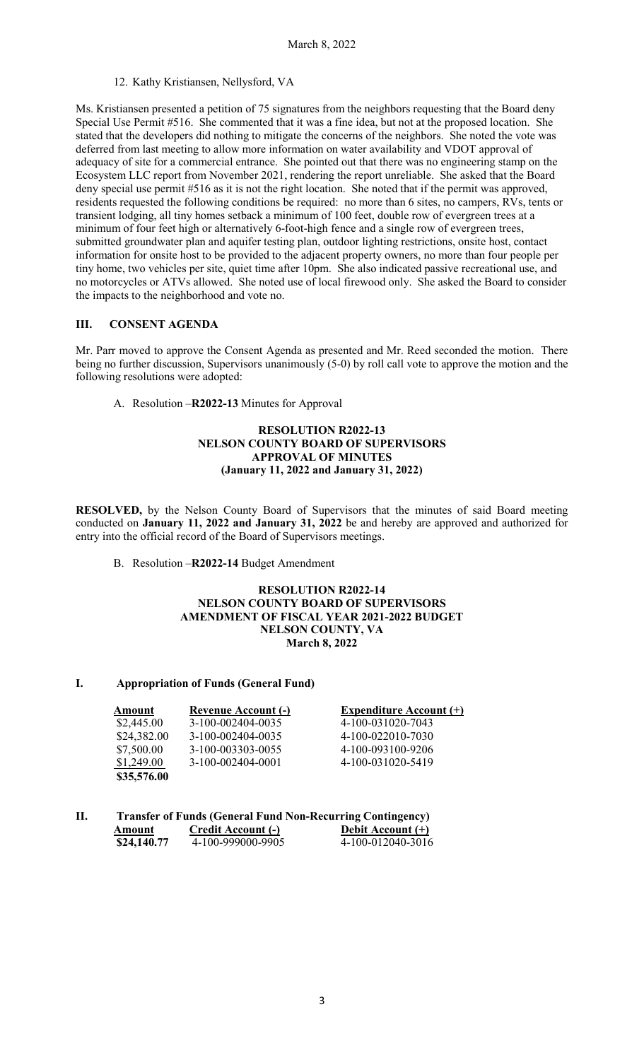12. Kathy Kristiansen, Nellysford, VA

Ms. Kristiansen presented a petition of 75 signatures from the neighbors requesting that the Board deny Special Use Permit #516. She commented that it was a fine idea, but not at the proposed location. She stated that the developers did nothing to mitigate the concerns of the neighbors. She noted the vote was deferred from last meeting to allow more information on water availability and VDOT approval of adequacy of site for a commercial entrance. She pointed out that there was no engineering stamp on the Ecosystem LLC report from November 2021, rendering the report unreliable. She asked that the Board deny special use permit #516 as it is not the right location. She noted that if the permit was approved, residents requested the following conditions be required: no more than 6 sites, no campers, RVs, tents or transient lodging, all tiny homes setback a minimum of 100 feet, double row of evergreen trees at a minimum of four feet high or alternatively 6-foot-high fence and a single row of evergreen trees, submitted groundwater plan and aquifer testing plan, outdoor lighting restrictions, onsite host, contact information for onsite host to be provided to the adjacent property owners, no more than four people per tiny home, two vehicles per site, quiet time after 10pm. She also indicated passive recreational use, and no motorcycles or ATVs allowed. She noted use of local firewood only. She asked the Board to consider the impacts to the neighborhood and vote no.

## III. CONSENT AGENDA

Mr. Parr moved to approve the Consent Agenda as presented and Mr. Reed seconded the motion. There being no further discussion, Supervisors unanimously (5-0) by roll call vote to approve the motion and the following resolutions were adopted:

A. Resolution –**R2022-13** Minutes for Approval

**RESOLUTION R2022-13**
**NELSON COUNTY BOARD OF SUPERVISORS**
**APPROVAL OF MINUTES**
**(January 11, 2022 and January 31, 2022)**

**RESOLVED,** by the Nelson County Board of Supervisors that the minutes of said Board meeting conducted on **January 11, 2022 and January 31, 2022** be and hereby are approved and authorized for entry into the official record of the Board of Supervisors meetings.

B. Resolution –**R2022-14** Budget Amendment

**RESOLUTION R2022-14**
**NELSON COUNTY BOARD OF SUPERVISORS**
**AMENDMENT OF FISCAL YEAR 2021-2022 BUDGET**
**NELSON COUNTY, VA**
**March 8, 2022**

**I. Appropriation of Funds (General Fund)**

| Amount | Revenue Account (-) | Expenditure Account (+) |
|---|---|---|
| \$2,445.00 | 3-100-002404-0035 | 4-100-031020-7043 |
| \$24,382.00 | 3-100-002404-0035 | 4-100-022010-7030 |
| \$7,500.00 | 3-100-003303-0055 | 4-100-093100-9206 |
| \$1,249.00 | 3-100-002404-0001 | 4-100-031020-5419 |
| **\$35,576.00** | | |

**II. Transfer of Funds (General Fund Non-Recurring Contingency)**

| Amount | Credit Account (-) | Debit Account (+) |
|---|---|---|
| **\$24,140.77** | 4-100-999000-9905 | 4-100-012040-3016 |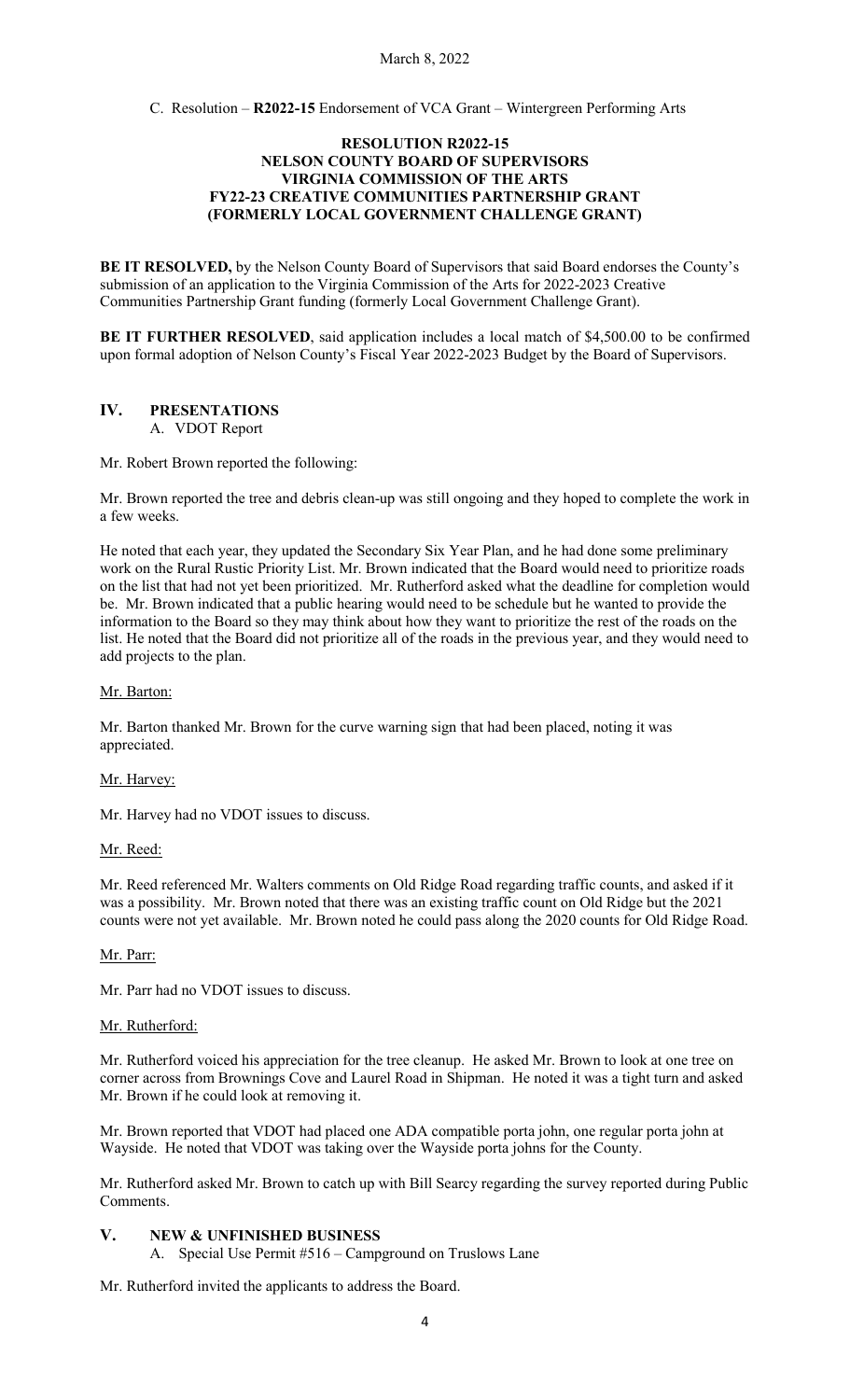C. Resolution – **R2022-15** Endorsement of VCA Grant – Wintergreen Performing Arts

**RESOLUTION R2022-15**
**NELSON COUNTY BOARD OF SUPERVISORS**
**VIRGINIA COMMISSION OF THE ARTS**
**FY22-23 CREATIVE COMMUNITIES PARTNERSHIP GRANT**
**(FORMERLY LOCAL GOVERNMENT CHALLENGE GRANT)**

**BE IT RESOLVED,** by the Nelson County Board of Supervisors that said Board endorses the County's submission of an application to the Virginia Commission of the Arts for 2022-2023 Creative Communities Partnership Grant funding (formerly Local Government Challenge Grant).

**BE IT FURTHER RESOLVED**, said application includes a local match of $4,500.00 to be confirmed upon formal adoption of Nelson County's Fiscal Year 2022-2023 Budget by the Board of Supervisors.

## IV. PRESENTATIONS

A. VDOT Report

Mr. Robert Brown reported the following:

Mr. Brown reported the tree and debris clean-up was still ongoing and they hoped to complete the work in a few weeks.

He noted that each year, they updated the Secondary Six Year Plan, and he had done some preliminary work on the Rural Rustic Priority List. Mr. Brown indicated that the Board would need to prioritize roads on the list that had not yet been prioritized. Mr. Rutherford asked what the deadline for completion would be. Mr. Brown indicated that a public hearing would need to be schedule but he wanted to provide the information to the Board so they may think about how they want to prioritize the rest of the roads on the list. He noted that the Board did not prioritize all of the roads in the previous year, and they would need to add projects to the plan.

Mr. Barton:

Mr. Barton thanked Mr. Brown for the curve warning sign that had been placed, noting it was appreciated.

Mr. Harvey:

Mr. Harvey had no VDOT issues to discuss.

Mr. Reed:

Mr. Reed referenced Mr. Walters comments on Old Ridge Road regarding traffic counts, and asked if it was a possibility. Mr. Brown noted that there was an existing traffic count on Old Ridge but the 2021 counts were not yet available. Mr. Brown noted he could pass along the 2020 counts for Old Ridge Road.

Mr. Parr:

Mr. Parr had no VDOT issues to discuss.

Mr. Rutherford:

Mr. Rutherford voiced his appreciation for the tree cleanup. He asked Mr. Brown to look at one tree on corner across from Brownings Cove and Laurel Road in Shipman. He noted it was a tight turn and asked Mr. Brown if he could look at removing it.

Mr. Brown reported that VDOT had placed one ADA compatible porta john, one regular porta john at Wayside. He noted that VDOT was taking over the Wayside porta johns for the County.

Mr. Rutherford asked Mr. Brown to catch up with Bill Searcy regarding the survey reported during Public Comments.

## V. NEW & UNFINISHED BUSINESS

A. Special Use Permit #516 – Campground on Truslows Lane

Mr. Rutherford invited the applicants to address the Board.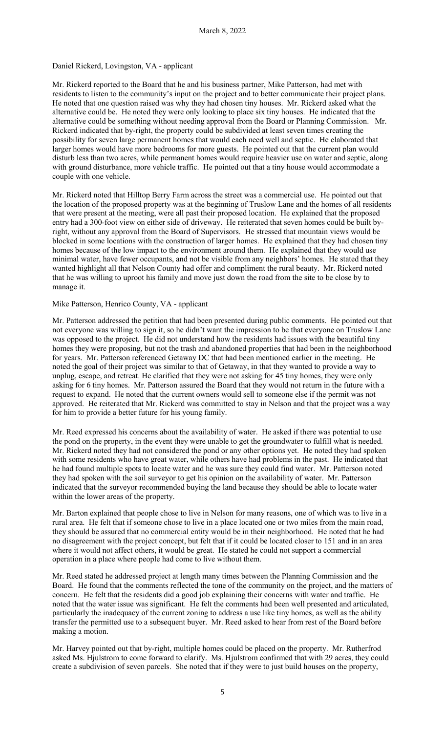Daniel Rickerd, Lovingston, VA - applicant

Mr. Rickerd reported to the Board that he and his business partner, Mike Patterson, had met with residents to listen to the community's input on the project and to better communicate their project plans. He noted that one question raised was why they had chosen tiny houses. Mr. Rickerd asked what the alternative could be. He noted they were only looking to place six tiny houses. He indicated that the alternative could be something without needing approval from the Board or Planning Commission. Mr. Rickerd indicated that by-right, the property could be subdivided at least seven times creating the possibility for seven large permanent homes that would each need well and septic. He elaborated that larger homes would have more bedrooms for more guests. He pointed out that the current plan would disturb less than two acres, while permanent homes would require heavier use on water and septic, along with ground disturbance, more vehicle traffic. He pointed out that a tiny house would accommodate a couple with one vehicle.

Mr. Rickerd noted that Hilltop Berry Farm across the street was a commercial use. He pointed out that the location of the proposed property was at the beginning of Truslow Lane and the homes of all residents that were present at the meeting, were all past their proposed location. He explained that the proposed entry had a 300-foot view on either side of driveway. He reiterated that seven homes could be built by-right, without any approval from the Board of Supervisors. He stressed that mountain views would be blocked in some locations with the construction of larger homes. He explained that they had chosen tiny homes because of the low impact to the environment around them. He explained that they would use minimal water, have fewer occupants, and not be visible from any neighbors' homes. He stated that they wanted highlight all that Nelson County had offer and compliment the rural beauty. Mr. Rickerd noted that he was willing to uproot his family and move just down the road from the site to be close by to manage it.

Mike Patterson, Henrico County, VA - applicant

Mr. Patterson addressed the petition that had been presented during public comments. He pointed out that not everyone was willing to sign it, so he didn't want the impression to be that everyone on Truslow Lane was opposed to the project. He did not understand how the residents had issues with the beautiful tiny homes they were proposing, but not the trash and abandoned properties that had been in the neighborhood for years. Mr. Patterson referenced Getaway DC that had been mentioned earlier in the meeting. He noted the goal of their project was similar to that of Getaway, in that they wanted to provide a way to unplug, escape, and retreat. He clarified that they were not asking for 45 tiny homes, they were only asking for 6 tiny homes. Mr. Patterson assured the Board that they would not return in the future with a request to expand. He noted that the current owners would sell to someone else if the permit was not approved. He reiterated that Mr. Rickerd was committed to stay in Nelson and that the project was a way for him to provide a better future for his young family.

Mr. Reed expressed his concerns about the availability of water. He asked if there was potential to use the pond on the property, in the event they were unable to get the groundwater to fulfill what is needed. Mr. Rickerd noted they had not considered the pond or any other options yet. He noted they had spoken with some residents who have great water, while others have had problems in the past. He indicated that he had found multiple spots to locate water and he was sure they could find water. Mr. Patterson noted they had spoken with the soil surveyor to get his opinion on the availability of water. Mr. Patterson indicated that the surveyor recommended buying the land because they should be able to locate water within the lower areas of the property.

Mr. Barton explained that people chose to live in Nelson for many reasons, one of which was to live in a rural area. He felt that if someone chose to live in a place located one or two miles from the main road, they should be assured that no commercial entity would be in their neighborhood. He noted that he had no disagreement with the project concept, but felt that if it could be located closer to 151 and in an area where it would not affect others, it would be great. He stated he could not support a commercial operation in a place where people had come to live without them.

Mr. Reed stated he addressed project at length many times between the Planning Commission and the Board. He found that the comments reflected the tone of the community on the project, and the matters of concern. He felt that the residents did a good job explaining their concerns with water and traffic. He noted that the water issue was significant. He felt the comments had been well presented and articulated, particularly the inadequacy of the current zoning to address a use like tiny homes, as well as the ability transfer the permitted use to a subsequent buyer. Mr. Reed asked to hear from rest of the Board before making a motion.

Mr. Harvey pointed out that by-right, multiple homes could be placed on the property. Mr. Rutherfrod asked Ms. Hjulstrom to come forward to clarify. Ms. Hjulstrom confirmed that with 29 acres, they could create a subdivision of seven parcels. She noted that if they were to just build houses on the property,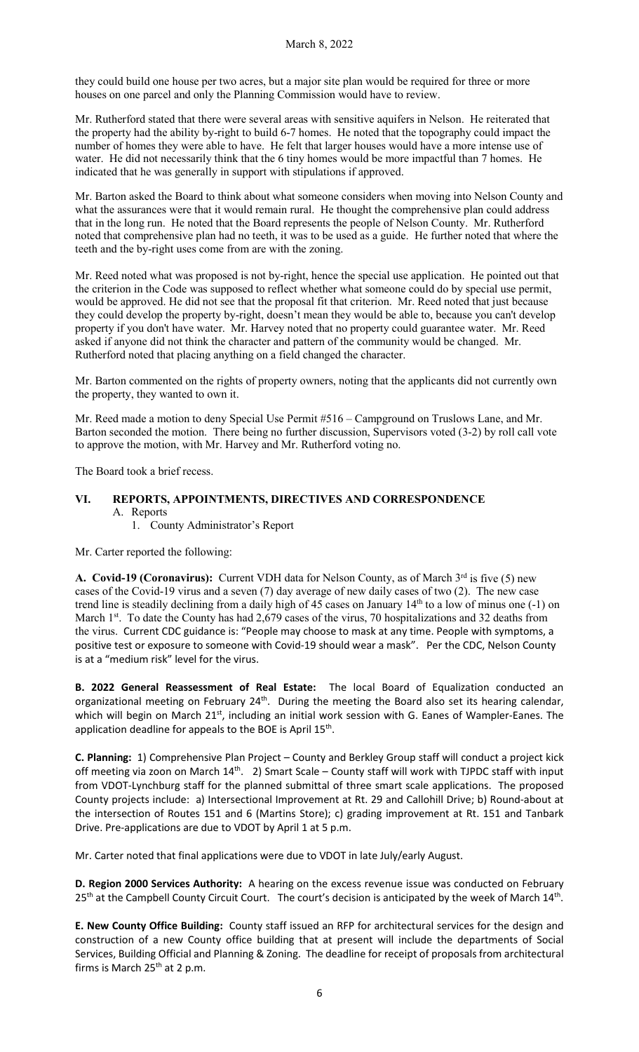they could build one house per two acres, but a major site plan would be required for three or more houses on one parcel and only the Planning Commission would have to review.

Mr. Rutherford stated that there were several areas with sensitive aquifers in Nelson. He reiterated that the property had the ability by-right to build 6-7 homes. He noted that the topography could impact the number of homes they were able to have. He felt that larger houses would have a more intense use of water. He did not necessarily think that the 6 tiny homes would be more impactful than 7 homes. He indicated that he was generally in support with stipulations if approved.

Mr. Barton asked the Board to think about what someone considers when moving into Nelson County and what the assurances were that it would remain rural. He thought the comprehensive plan could address that in the long run. He noted that the Board represents the people of Nelson County. Mr. Rutherford noted that comprehensive plan had no teeth, it was to be used as a guide. He further noted that where the teeth and the by-right uses come from are with the zoning.

Mr. Reed noted what was proposed is not by-right, hence the special use application. He pointed out that the criterion in the Code was supposed to reflect whether what someone could do by special use permit, would be approved. He did not see that the proposal fit that criterion. Mr. Reed noted that just because they could develop the property by-right, doesn't mean they would be able to, because you can't develop property if you don't have water. Mr. Harvey noted that no property could guarantee water. Mr. Reed asked if anyone did not think the character and pattern of the community would be changed. Mr. Rutherford noted that placing anything on a field changed the character.

Mr. Barton commented on the rights of property owners, noting that the applicants did not currently own the property, they wanted to own it.

Mr. Reed made a motion to deny Special Use Permit #516 – Campground on Truslows Lane, and Mr. Barton seconded the motion. There being no further discussion, Supervisors voted (3-2) by roll call vote to approve the motion, with Mr. Harvey and Mr. Rutherford voting no.

The Board took a brief recess.

## VI. REPORTS, APPOINTMENTS, DIRECTIVES AND CORRESPONDENCE

A. Reports

1. County Administrator's Report

Mr. Carter reported the following:

**A. Covid-19 (Coronavirus):** Current VDH data for Nelson County, as of March 3rd is five (5) new cases of the Covid-19 virus and a seven (7) day average of new daily cases of two (2). The new case trend line is steadily declining from a daily high of 45 cases on January 14th to a low of minus one (-1) on March 1st. To date the County has had 2,679 cases of the virus, 70 hospitalizations and 32 deaths from the virus. Current CDC guidance is: "People may choose to mask at any time. People with symptoms, a positive test or exposure to someone with Covid-19 should wear a mask". Per the CDC, Nelson County is at a "medium risk" level for the virus.

**B. 2022 General Reassessment of Real Estate:** The local Board of Equalization conducted an organizational meeting on February 24th. During the meeting the Board also set its hearing calendar, which will begin on March 21st, including an initial work session with G. Eanes of Wampler-Eanes. The application deadline for appeals to the BOE is April 15th.

**C. Planning:** 1) Comprehensive Plan Project – County and Berkley Group staff will conduct a project kick off meeting via zoon on March 14th. 2) Smart Scale – County staff will work with TJPDC staff with input from VDOT-Lynchburg staff for the planned submittal of three smart scale applications. The proposed County projects include: a) Intersectional Improvement at Rt. 29 and Callohill Drive; b) Round-about at the intersection of Routes 151 and 6 (Martins Store); c) grading improvement at Rt. 151 and Tanbark Drive. Pre-applications are due to VDOT by April 1 at 5 p.m.

Mr. Carter noted that final applications were due to VDOT in late July/early August.

**D. Region 2000 Services Authority:** A hearing on the excess revenue issue was conducted on February 25th at the Campbell County Circuit Court. The court's decision is anticipated by the week of March 14th.

**E. New County Office Building:** County staff issued an RFP for architectural services for the design and construction of a new County office building that at present will include the departments of Social Services, Building Official and Planning & Zoning. The deadline for receipt of proposals from architectural firms is March 25th at 2 p.m.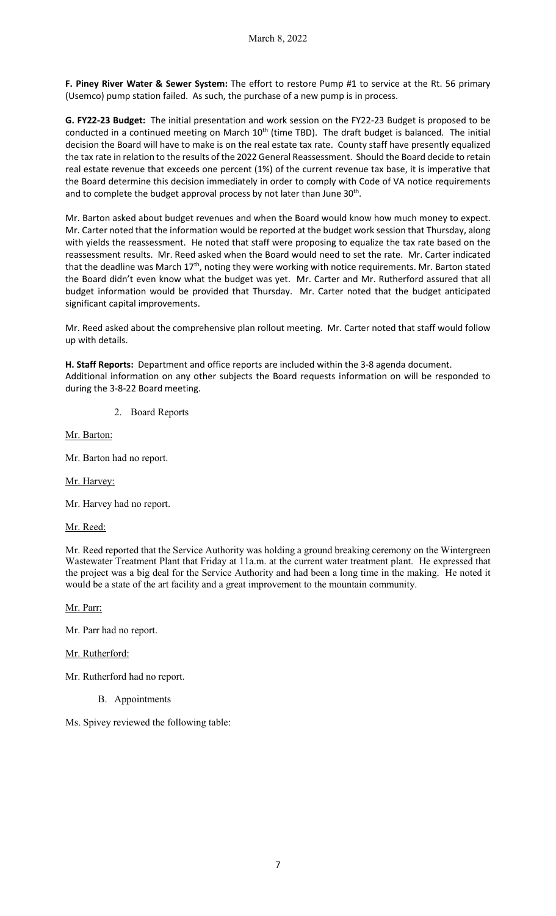**F. Piney River Water & Sewer System:** The effort to restore Pump #1 to service at the Rt. 56 primary (Usemco) pump station failed. As such, the purchase of a new pump is in process.

**G. FY22-23 Budget:** The initial presentation and work session on the FY22-23 Budget is proposed to be conducted in a continued meeting on March 10th (time TBD). The draft budget is balanced. The initial decision the Board will have to make is on the real estate tax rate. County staff have presently equalized the tax rate in relation to the results of the 2022 General Reassessment. Should the Board decide to retain real estate revenue that exceeds one percent (1%) of the current revenue tax base, it is imperative that the Board determine this decision immediately in order to comply with Code of VA notice requirements and to complete the budget approval process by not later than June 30th.

Mr. Barton asked about budget revenues and when the Board would know how much money to expect. Mr. Carter noted that the information would be reported at the budget work session that Thursday, along with yields the reassessment. He noted that staff were proposing to equalize the tax rate based on the reassessment results. Mr. Reed asked when the Board would need to set the rate. Mr. Carter indicated that the deadline was March 17th, noting they were working with notice requirements. Mr. Barton stated the Board didn't even know what the budget was yet. Mr. Carter and Mr. Rutherford assured that all budget information would be provided that Thursday. Mr. Carter noted that the budget anticipated significant capital improvements.

Mr. Reed asked about the comprehensive plan rollout meeting. Mr. Carter noted that staff would follow up with details.

**H. Staff Reports:** Department and office reports are included within the 3-8 agenda document. Additional information on any other subjects the Board requests information on will be responded to during the 3-8-22 Board meeting.

2. Board Reports

Mr. Barton:

Mr. Barton had no report.

Mr. Harvey:

Mr. Harvey had no report.

Mr. Reed:

Mr. Reed reported that the Service Authority was holding a ground breaking ceremony on the Wintergreen Wastewater Treatment Plant that Friday at 11a.m. at the current water treatment plant. He expressed that the project was a big deal for the Service Authority and had been a long time in the making. He noted it would be a state of the art facility and a great improvement to the mountain community.

Mr. Parr:

Mr. Parr had no report.

Mr. Rutherford:

Mr. Rutherford had no report.

B. Appointments

Ms. Spivey reviewed the following table: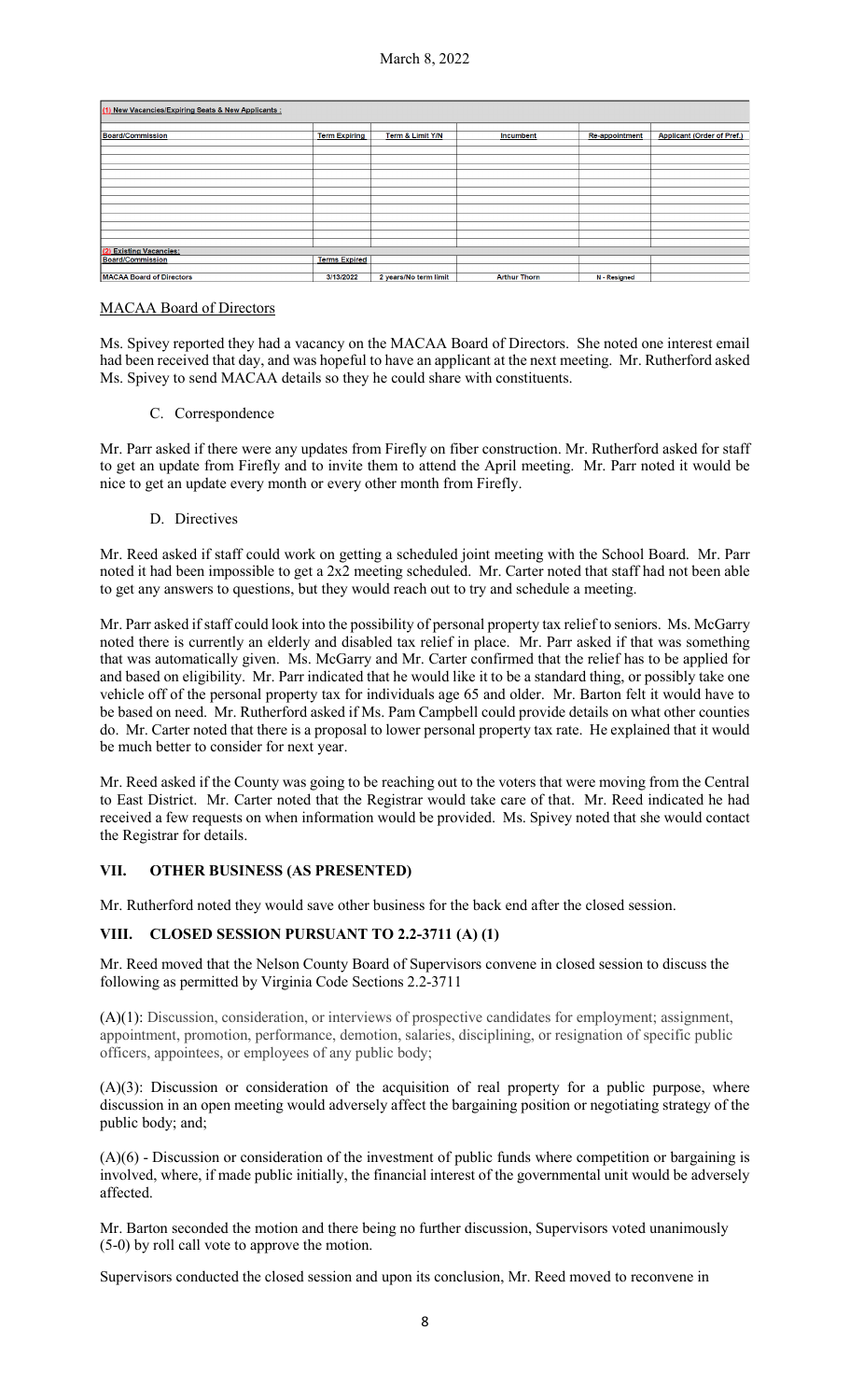March 8, 2022

| (1) New Vacancies/Expiring Seats & New Applicants : | | | | | |
|---|---|---|---|---|---|
| **Board/Commission** | **Term Expiring** | **Term & Limit Y/N** | **Incumbent** | **Re-appointment** | **Applicant (Order of Pref.)** |
| | | | | | |
| **(2) Existing Vacancies:** | | | | | |
| **Board/Commission** | **Terms Expired** | | | | |
| **MACAA Board of Directors** | 3/13/2022 | 2 years/No term limit | Arthur Thorn | N - Resigned | |

MACAA Board of Directors

Ms. Spivey reported they had a vacancy on the MACAA Board of Directors. She noted one interest email had been received that day, and was hopeful to have an applicant at the next meeting. Mr. Rutherford asked Ms. Spivey to send MACAA details so they he could share with constituents.

C. Correspondence

Mr. Parr asked if there were any updates from Firefly on fiber construction. Mr. Rutherford asked for staff to get an update from Firefly and to invite them to attend the April meeting. Mr. Parr noted it would be nice to get an update every month or every other month from Firefly.

D. Directives

Mr. Reed asked if staff could work on getting a scheduled joint meeting with the School Board. Mr. Parr noted it had been impossible to get a 2x2 meeting scheduled. Mr. Carter noted that staff had not been able to get any answers to questions, but they would reach out to try and schedule a meeting.

Mr. Parr asked if staff could look into the possibility of personal property tax relief to seniors. Ms. McGarry noted there is currently an elderly and disabled tax relief in place. Mr. Parr asked if that was something that was automatically given. Ms. McGarry and Mr. Carter confirmed that the relief has to be applied for and based on eligibility. Mr. Parr indicated that he would like it to be a standard thing, or possibly take one vehicle off of the personal property tax for individuals age 65 and older. Mr. Barton felt it would have to be based on need. Mr. Rutherford asked if Ms. Pam Campbell could provide details on what other counties do. Mr. Carter noted that there is a proposal to lower personal property tax rate. He explained that it would be much better to consider for next year.

Mr. Reed asked if the County was going to be reaching out to the voters that were moving from the Central to East District. Mr. Carter noted that the Registrar would take care of that. Mr. Reed indicated he had received a few requests on when information would be provided. Ms. Spivey noted that she would contact the Registrar for details.

## VII. OTHER BUSINESS (AS PRESENTED)

Mr. Rutherford noted they would save other business for the back end after the closed session.

## VIII. CLOSED SESSION PURSUANT TO 2.2-3711 (A) (1)

Mr. Reed moved that the Nelson County Board of Supervisors convene in closed session to discuss the following as permitted by Virginia Code Sections 2.2-3711

(A)(1): Discussion, consideration, or interviews of prospective candidates for employment; assignment, appointment, promotion, performance, demotion, salaries, disciplining, or resignation of specific public officers, appointees, or employees of any public body;

(A)(3): Discussion or consideration of the acquisition of real property for a public purpose, where discussion in an open meeting would adversely affect the bargaining position or negotiating strategy of the public body; and;

(A)(6) - Discussion or consideration of the investment of public funds where competition or bargaining is involved, where, if made public initially, the financial interest of the governmental unit would be adversely affected.

Mr. Barton seconded the motion and there being no further discussion, Supervisors voted unanimously (5-0) by roll call vote to approve the motion.

Supervisors conducted the closed session and upon its conclusion, Mr. Reed moved to reconvene in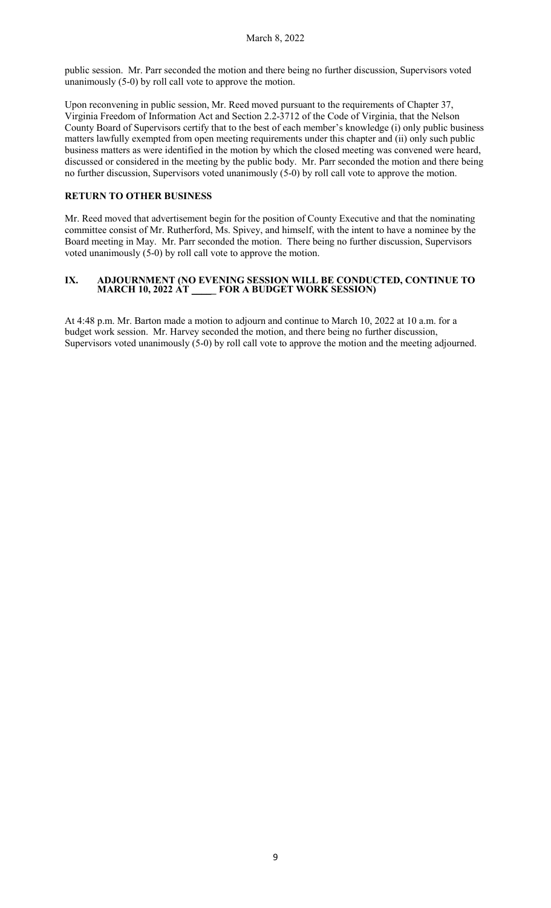public session. Mr. Parr seconded the motion and there being no further discussion, Supervisors voted unanimously (5-0) by roll call vote to approve the motion.

Upon reconvening in public session, Mr. Reed moved pursuant to the requirements of Chapter 37, Virginia Freedom of Information Act and Section 2.2-3712 of the Code of Virginia, that the Nelson County Board of Supervisors certify that to the best of each member's knowledge (i) only public business matters lawfully exempted from open meeting requirements under this chapter and (ii) only such public business matters as were identified in the motion by which the closed meeting was convened were heard, discussed or considered in the meeting by the public body. Mr. Parr seconded the motion and there being no further discussion, Supervisors voted unanimously (5-0) by roll call vote to approve the motion.

**RETURN TO OTHER BUSINESS**

Mr. Reed moved that advertisement begin for the position of County Executive and that the nominating committee consist of Mr. Rutherford, Ms. Spivey, and himself, with the intent to have a nominee by the Board meeting in May. Mr. Parr seconded the motion. There being no further discussion, Supervisors voted unanimously (5-0) by roll call vote to approve the motion.

## IX. ADJOURNMENT (NO EVENING SESSION WILL BE CONDUCTED, CONTINUE TO MARCH 10, 2022 AT _____ FOR A BUDGET WORK SESSION)

At 4:48 p.m. Mr. Barton made a motion to adjourn and continue to March 10, 2022 at 10 a.m. for a budget work session. Mr. Harvey seconded the motion, and there being no further discussion, Supervisors voted unanimously (5-0) by roll call vote to approve the motion and the meeting adjourned.